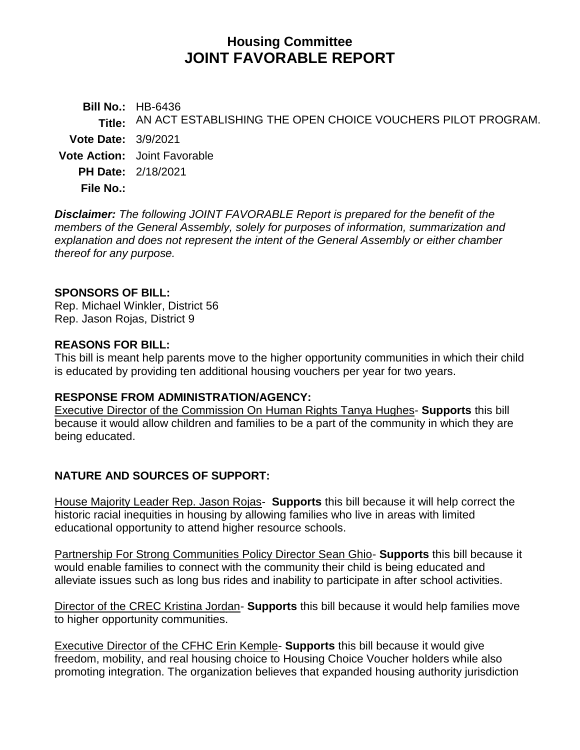# Housing Committee
# JOINT FAVORABLE REPORT

**Bill No.:** HB-6436
**Title:** AN ACT ESTABLISHING THE OPEN CHOICE VOUCHERS PILOT PROGRAM.
**Vote Date:** 3/9/2021
**Vote Action:** Joint Favorable
**PH Date:** 2/18/2021
**File No.:**

***Disclaimer:*** *The following JOINT FAVORABLE Report is prepared for the benefit of the members of the General Assembly, solely for purposes of information, summarization and explanation and does not represent the intent of the General Assembly or either chamber thereof for any purpose.*

## SPONSORS OF BILL:

Rep. Michael Winkler, District 56
Rep. Jason Rojas, District 9

## REASONS FOR BILL:

This bill is meant help parents move to the higher opportunity communities in which their child is educated by providing ten additional housing vouchers per year for two years.

## RESPONSE FROM ADMINISTRATION/AGENCY:

Executive Director of the Commission On Human Rights Tanya Hughes- **Supports** this bill because it would allow children and families to be a part of the community in which they are being educated.

## NATURE AND SOURCES OF SUPPORT:

House Majority Leader Rep. Jason Rojas- **Supports** this bill because it will help correct the historic racial inequities in housing by allowing families who live in areas with limited educational opportunity to attend higher resource schools.

Partnership For Strong Communities Policy Director Sean Ghio- **Supports** this bill because it would enable families to connect with the community their child is being educated and alleviate issues such as long bus rides and inability to participate in after school activities.

Director of the CREC Kristina Jordan- **Supports** this bill because it would help families move to higher opportunity communities.

Executive Director of the CFHC Erin Kemple- **Supports** this bill because it would give freedom, mobility, and real housing choice to Housing Choice Voucher holders while also promoting integration. The organization believes that expanded housing authority jurisdiction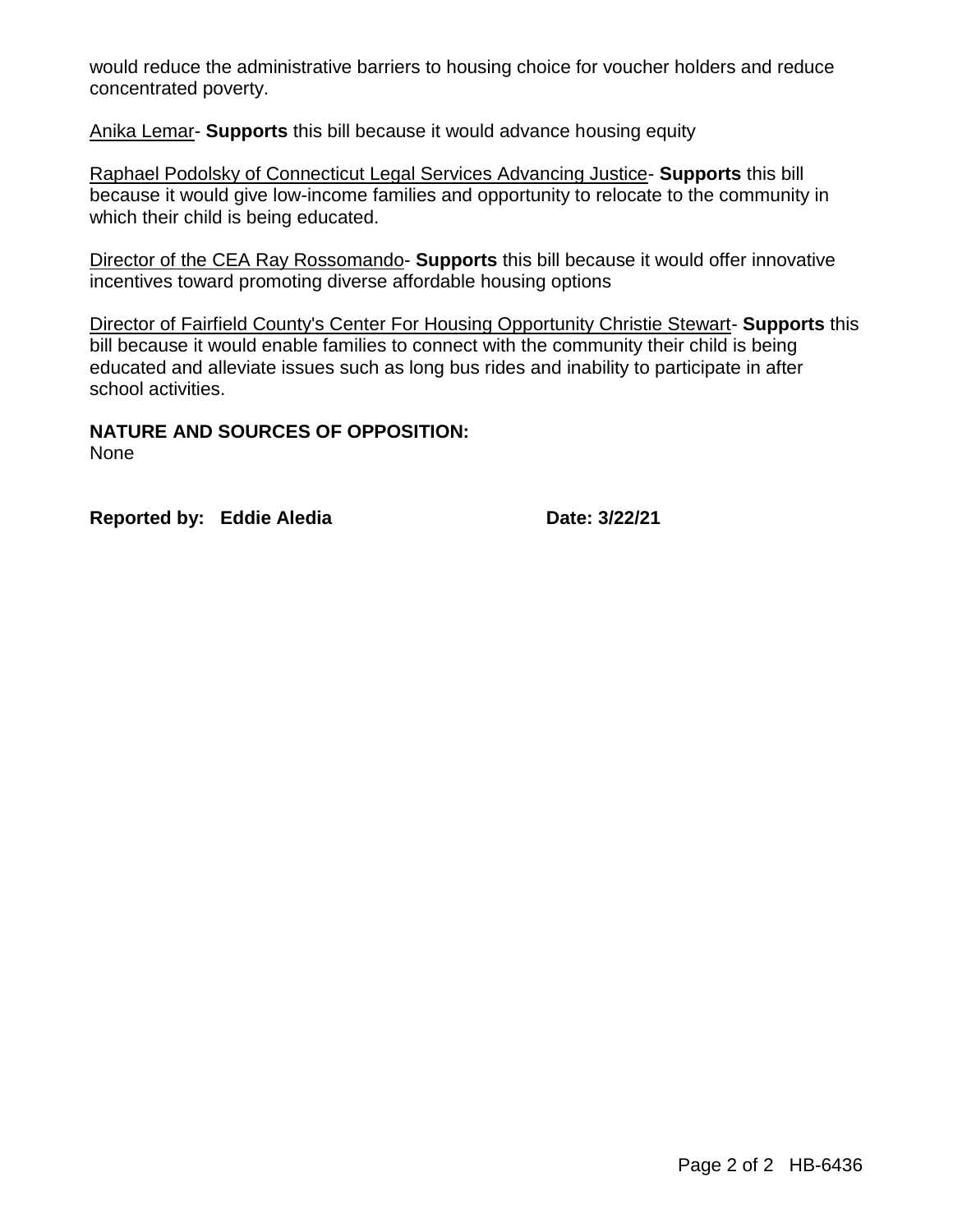would reduce the administrative barriers to housing choice for voucher holders and reduce concentrated poverty.

Anika Lemar- **Supports** this bill because it would advance housing equity

Raphael Podolsky of Connecticut Legal Services Advancing Justice- **Supports** this bill because it would give low-income families and opportunity to relocate to the community in which their child is being educated.

Director of the CEA Ray Rossomando- **Supports** this bill because it would offer innovative incentives toward promoting diverse affordable housing options

Director of Fairfield County's Center For Housing Opportunity Christie Stewart- **Supports** this bill because it would enable families to connect with the community their child is being educated and alleviate issues such as long bus rides and inability to participate in after school activities.

**NATURE AND SOURCES OF OPPOSITION:**
None

**Reported by: Eddie Aledia** **Date: 3/22/21**